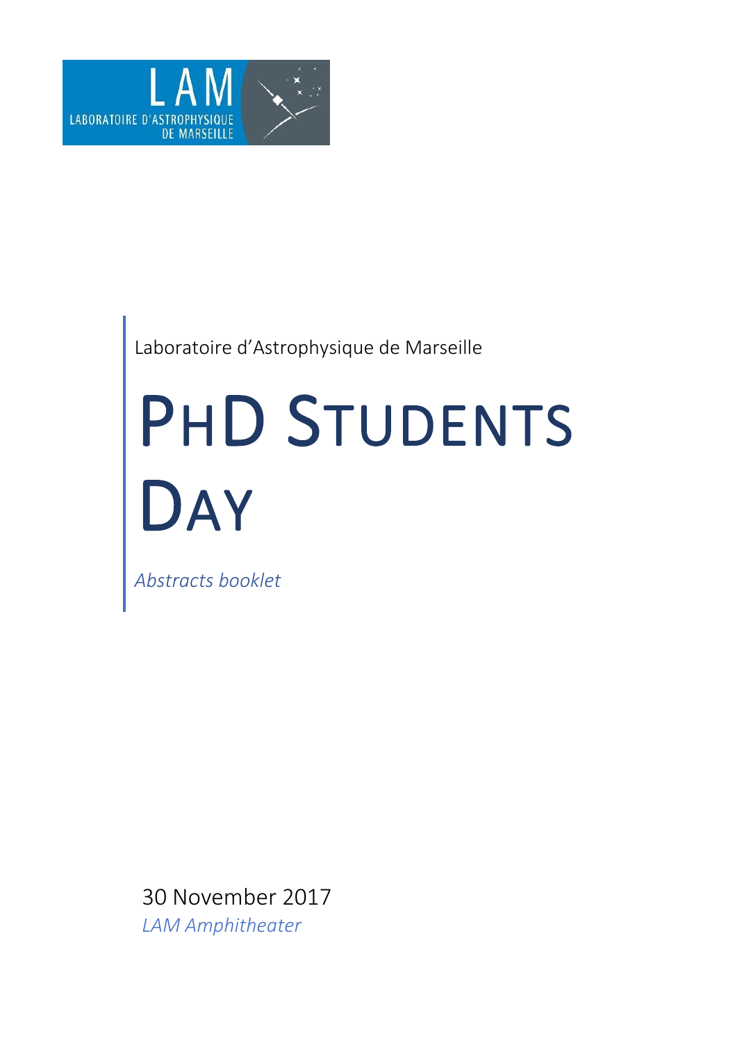LAM
LABORATOIRE D'ASTROPHYSIQUE DE MARSEILLE

Laboratoire d'Astrophysique de Marseille

# PHD STUDENTS DAY

*Abstracts booklet*

30 November 2017

*LAM Amphitheater*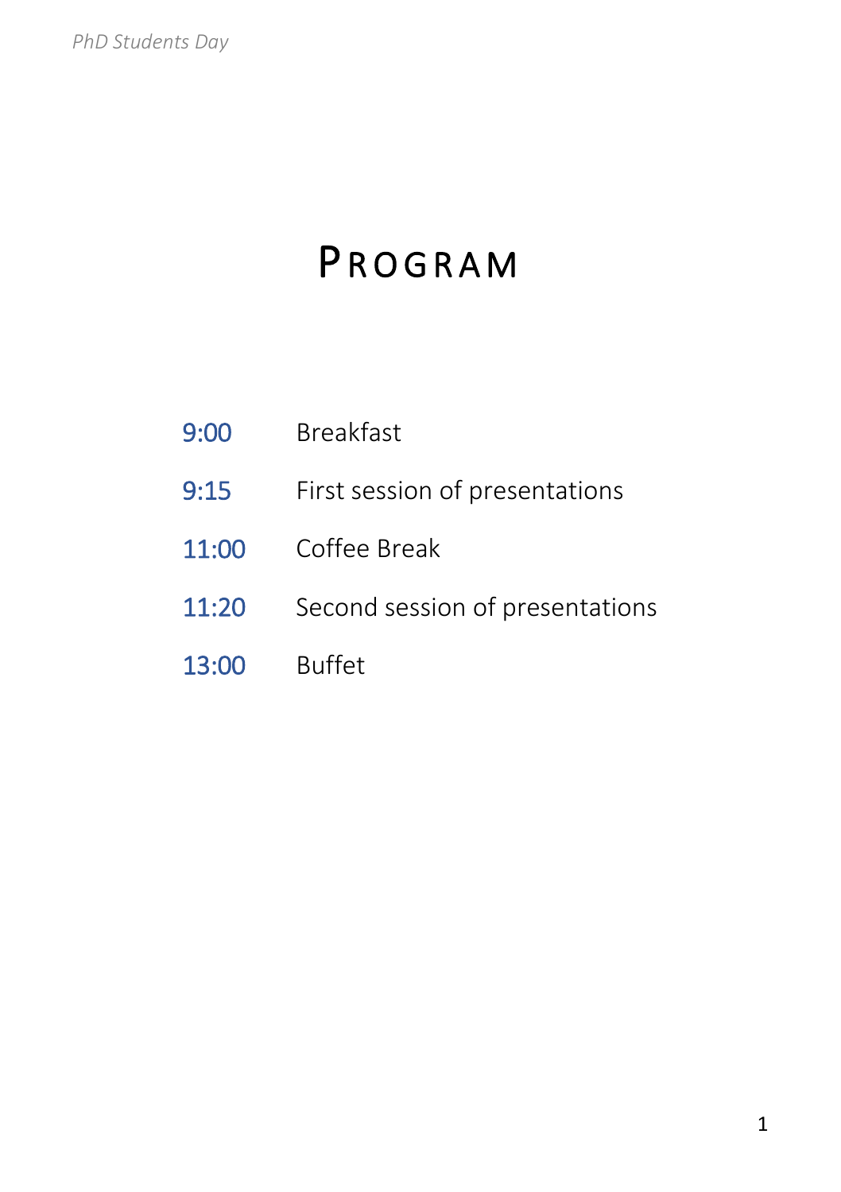# PROGRAM

| | |
|---|---|
| 9:00 | Breakfast |
| 9:15 | First session of presentations |
| 11:00 | Coffee Break |
| 11:20 | Second session of presentations |
| 13:00 | Buffet |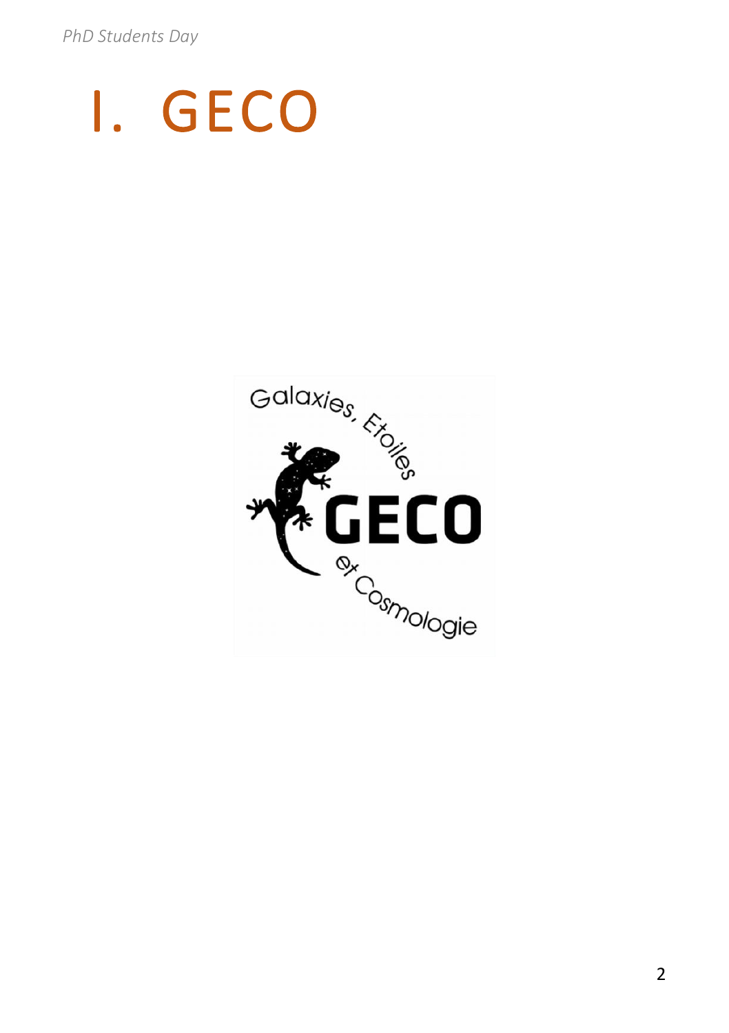# I. GECO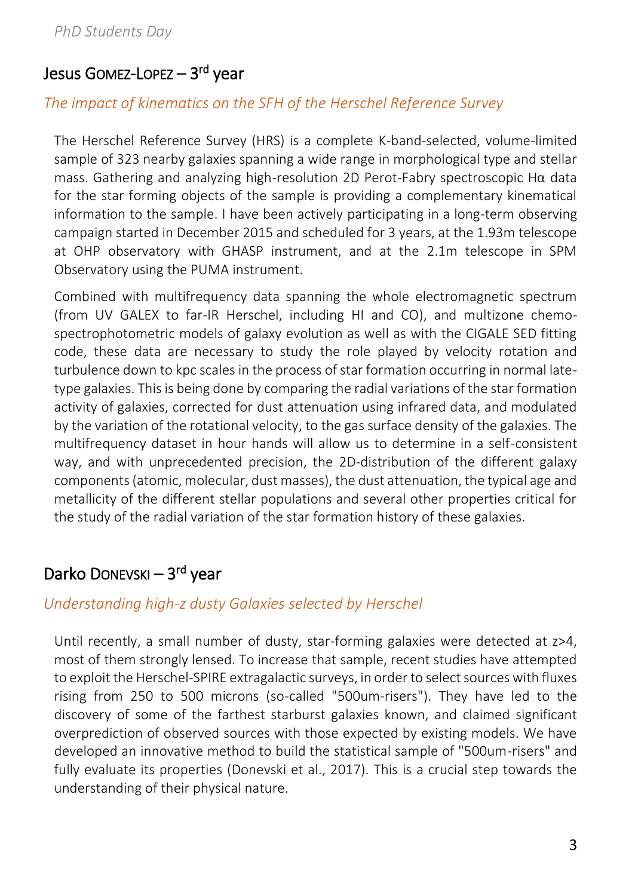## Jesus Gomez-Lopez – 3rd year

*The impact of kinematics on the SFH of the Herschel Reference Survey*

The Herschel Reference Survey (HRS) is a complete K-band-selected, volume-limited sample of 323 nearby galaxies spanning a wide range in morphological type and stellar mass. Gathering and analyzing high-resolution 2D Perot-Fabry spectroscopic Hα data for the star forming objects of the sample is providing a complementary kinematical information to the sample. I have been actively participating in a long-term observing campaign started in December 2015 and scheduled for 3 years, at the 1.93m telescope at OHP observatory with GHASP instrument, and at the 2.1m telescope in SPM Observatory using the PUMA instrument.

Combined with multifrequency data spanning the whole electromagnetic spectrum (from UV GALEX to far-IR Herschel, including HI and CO), and multizone chemo-spectrophotometric models of galaxy evolution as well as with the CIGALE SED fitting code, these data are necessary to study the role played by velocity rotation and turbulence down to kpc scales in the process of star formation occurring in normal late-type galaxies. This is being done by comparing the radial variations of the star formation activity of galaxies, corrected for dust attenuation using infrared data, and modulated by the variation of the rotational velocity, to the gas surface density of the galaxies. The multifrequency dataset in hour hands will allow us to determine in a self-consistent way, and with unprecedented precision, the 2D-distribution of the different galaxy components (atomic, molecular, dust masses), the dust attenuation, the typical age and metallicity of the different stellar populations and several other properties critical for the study of the radial variation of the star formation history of these galaxies.

## Darko Donevski – 3rd year

*Understanding high-z dusty Galaxies selected by Herschel*

Until recently, a small number of dusty, star-forming galaxies were detected at z>4, most of them strongly lensed. To increase that sample, recent studies have attempted to exploit the Herschel-SPIRE extragalactic surveys, in order to select sources with fluxes rising from 250 to 500 microns (so-called "500um-risers"). They have led to the discovery of some of the farthest starburst galaxies known, and claimed significant overprediction of observed sources with those expected by existing models. We have developed an innovative method to build the statistical sample of "500um-risers" and fully evaluate its properties (Donevski et al., 2017). This is a crucial step towards the understanding of their physical nature.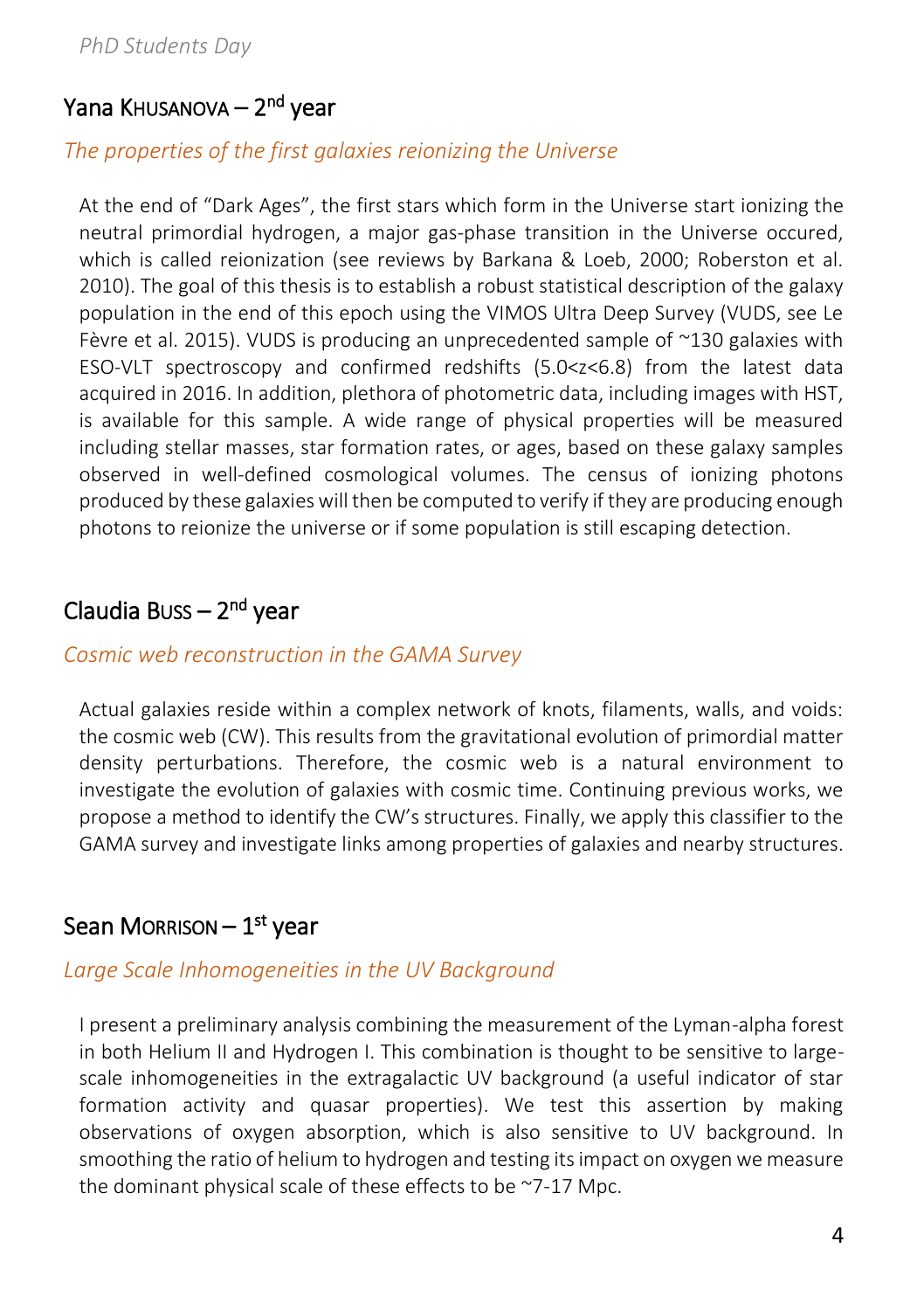## Yana Khusanova – 2nd year

*The properties of the first galaxies reionizing the Universe*

At the end of "Dark Ages", the first stars which form in the Universe start ionizing the neutral primordial hydrogen, a major gas-phase transition in the Universe occured, which is called reionization (see reviews by Barkana & Loeb, 2000; Roberston et al. 2010). The goal of this thesis is to establish a robust statistical description of the galaxy population in the end of this epoch using the VIMOS Ultra Deep Survey (VUDS, see Le Fèvre et al. 2015). VUDS is producing an unprecedented sample of ~130 galaxies with ESO-VLT spectroscopy and confirmed redshifts ($5.0<z<6.8$) from the latest data acquired in 2016. In addition, plethora of photometric data, including images with HST, is available for this sample. A wide range of physical properties will be measured including stellar masses, star formation rates, or ages, based on these galaxy samples observed in well-defined cosmological volumes. The census of ionizing photons produced by these galaxies will then be computed to verify if they are producing enough photons to reionize the universe or if some population is still escaping detection.

## Claudia Buss – 2nd year

*Cosmic web reconstruction in the GAMA Survey*

Actual galaxies reside within a complex network of knots, filaments, walls, and voids: the cosmic web (CW). This results from the gravitational evolution of primordial matter density perturbations. Therefore, the cosmic web is a natural environment to investigate the evolution of galaxies with cosmic time. Continuing previous works, we propose a method to identify the CW's structures. Finally, we apply this classifier to the GAMA survey and investigate links among properties of galaxies and nearby structures.

## Sean Morrison – 1st year

*Large Scale Inhomogeneities in the UV Background*

I present a preliminary analysis combining the measurement of the Lyman-alpha forest in both Helium II and Hydrogen I. This combination is thought to be sensitive to large-scale inhomogeneities in the extragalactic UV background (a useful indicator of star formation activity and quasar properties). We test this assertion by making observations of oxygen absorption, which is also sensitive to UV background. In smoothing the ratio of helium to hydrogen and testing its impact on oxygen we measure the dominant physical scale of these effects to be ~7-17 Mpc.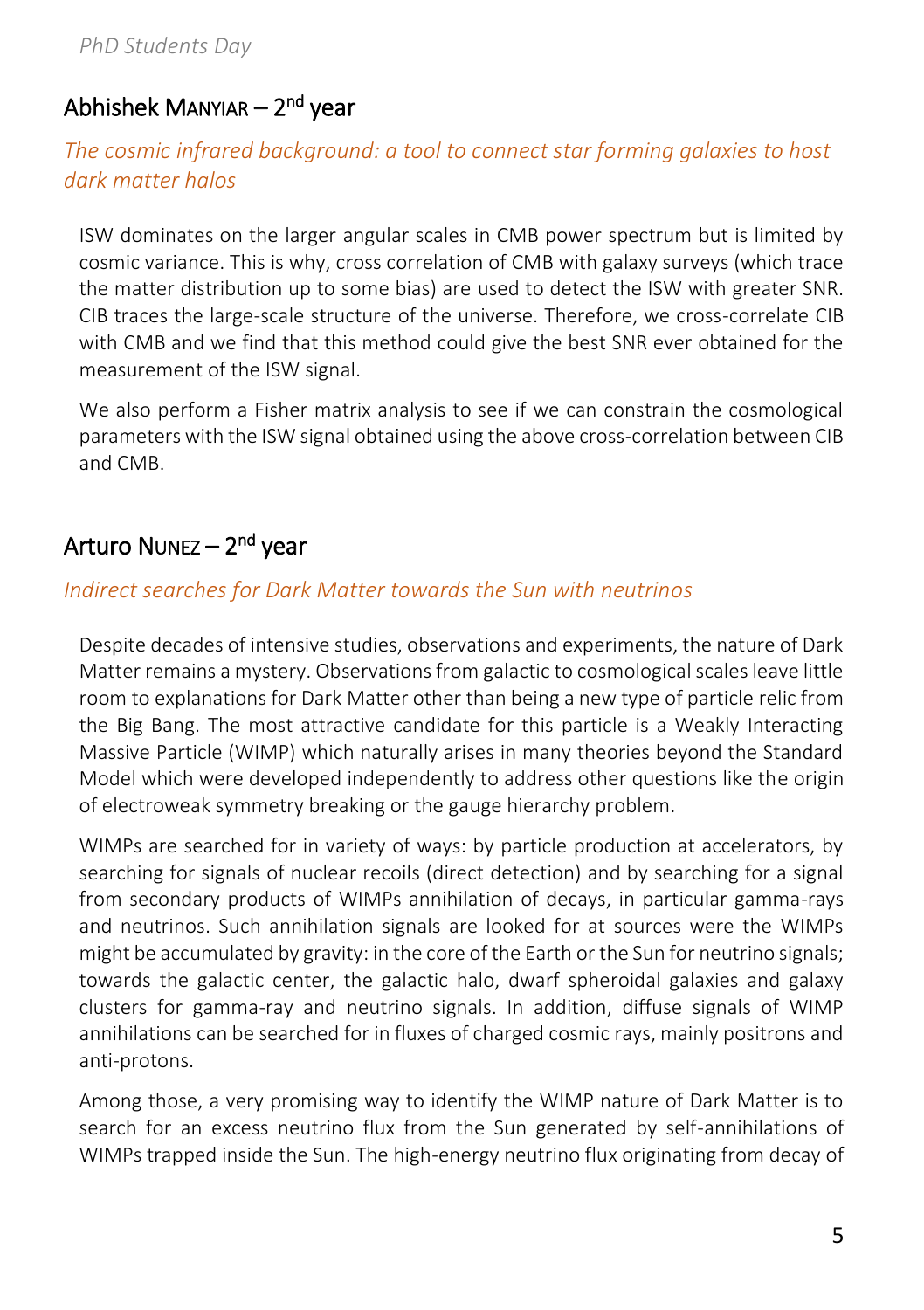## Abhishek MANYIAR – 2nd year

*The cosmic infrared background: a tool to connect star forming galaxies to host dark matter halos*

ISW dominates on the larger angular scales in CMB power spectrum but is limited by cosmic variance. This is why, cross correlation of CMB with galaxy surveys (which trace the matter distribution up to some bias) are used to detect the ISW with greater SNR. CIB traces the large-scale structure of the universe. Therefore, we cross-correlate CIB with CMB and we find that this method could give the best SNR ever obtained for the measurement of the ISW signal.

We also perform a Fisher matrix analysis to see if we can constrain the cosmological parameters with the ISW signal obtained using the above cross-correlation between CIB and CMB.

## Arturo NUNEZ – 2nd year

*Indirect searches for Dark Matter towards the Sun with neutrinos*

Despite decades of intensive studies, observations and experiments, the nature of Dark Matter remains a mystery. Observations from galactic to cosmological scales leave little room to explanations for Dark Matter other than being a new type of particle relic from the Big Bang. The most attractive candidate for this particle is a Weakly Interacting Massive Particle (WIMP) which naturally arises in many theories beyond the Standard Model which were developed independently to address other questions like the origin of electroweak symmetry breaking or the gauge hierarchy problem.

WIMPs are searched for in variety of ways: by particle production at accelerators, by searching for signals of nuclear recoils (direct detection) and by searching for a signal from secondary products of WIMPs annihilation of decays, in particular gamma-rays and neutrinos. Such annihilation signals are looked for at sources were the WIMPs might be accumulated by gravity: in the core of the Earth or the Sun for neutrino signals; towards the galactic center, the galactic halo, dwarf spheroidal galaxies and galaxy clusters for gamma-ray and neutrino signals. In addition, diffuse signals of WIMP annihilations can be searched for in fluxes of charged cosmic rays, mainly positrons and anti-protons.

Among those, a very promising way to identify the WIMP nature of Dark Matter is to search for an excess neutrino flux from the Sun generated by self-annihilations of WIMPs trapped inside the Sun. The high-energy neutrino flux originating from decay of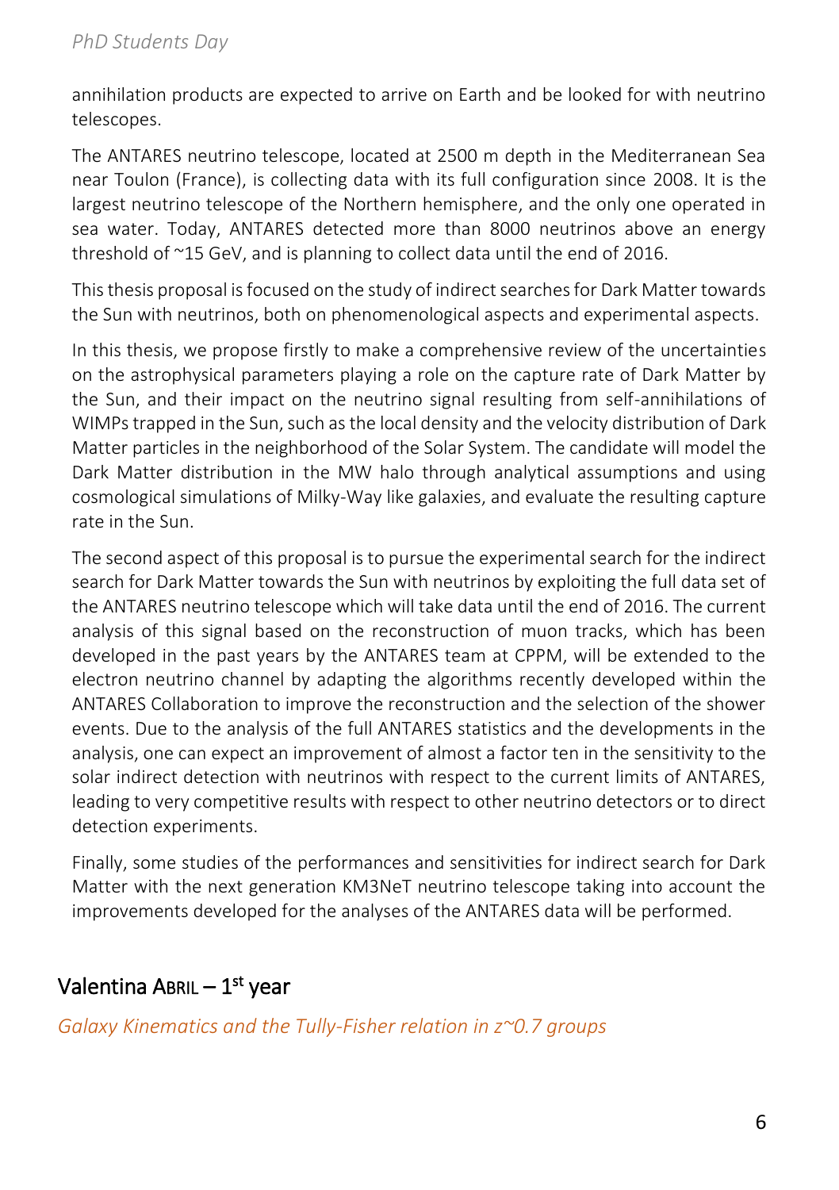annihilation products are expected to arrive on Earth and be looked for with neutrino telescopes.

The ANTARES neutrino telescope, located at 2500 m depth in the Mediterranean Sea near Toulon (France), is collecting data with its full configuration since 2008. It is the largest neutrino telescope of the Northern hemisphere, and the only one operated in sea water. Today, ANTARES detected more than 8000 neutrinos above an energy threshold of ~15 GeV, and is planning to collect data until the end of 2016.

This thesis proposal is focused on the study of indirect searches for Dark Matter towards the Sun with neutrinos, both on phenomenological aspects and experimental aspects.

In this thesis, we propose firstly to make a comprehensive review of the uncertainties on the astrophysical parameters playing a role on the capture rate of Dark Matter by the Sun, and their impact on the neutrino signal resulting from self-annihilations of WIMPs trapped in the Sun, such as the local density and the velocity distribution of Dark Matter particles in the neighborhood of the Solar System. The candidate will model the Dark Matter distribution in the MW halo through analytical assumptions and using cosmological simulations of Milky-Way like galaxies, and evaluate the resulting capture rate in the Sun.

The second aspect of this proposal is to pursue the experimental search for the indirect search for Dark Matter towards the Sun with neutrinos by exploiting the full data set of the ANTARES neutrino telescope which will take data until the end of 2016. The current analysis of this signal based on the reconstruction of muon tracks, which has been developed in the past years by the ANTARES team at CPPM, will be extended to the electron neutrino channel by adapting the algorithms recently developed within the ANTARES Collaboration to improve the reconstruction and the selection of the shower events. Due to the analysis of the full ANTARES statistics and the developments in the analysis, one can expect an improvement of almost a factor ten in the sensitivity to the solar indirect detection with neutrinos with respect to the current limits of ANTARES, leading to very competitive results with respect to other neutrino detectors or to direct detection experiments.

Finally, some studies of the performances and sensitivities for indirect search for Dark Matter with the next generation KM3NeT neutrino telescope taking into account the improvements developed for the analyses of the ANTARES data will be performed.

## Valentina Abril – 1st year

*Galaxy Kinematics and the Tully-Fisher relation in z~0.7 groups*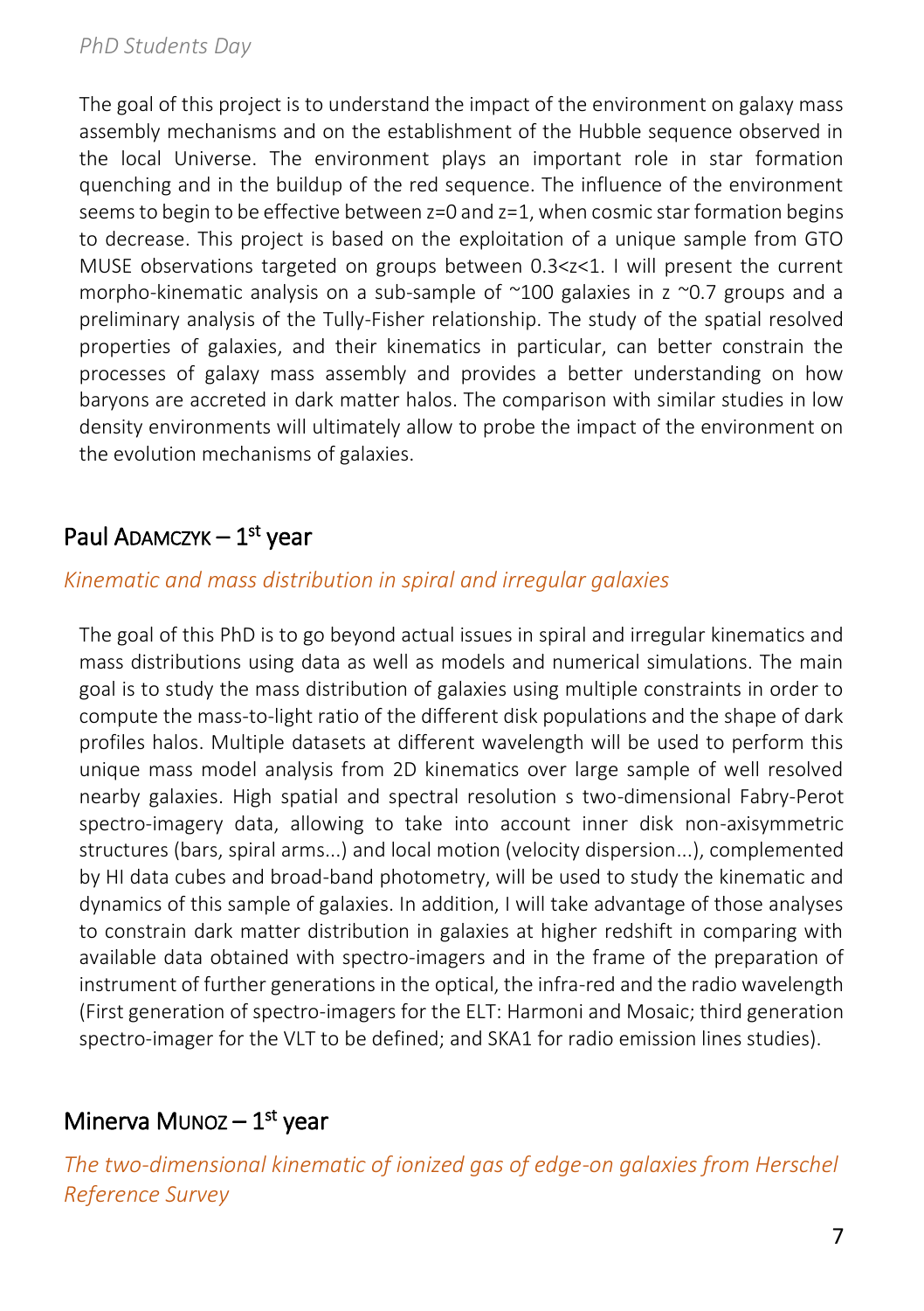The goal of this project is to understand the impact of the environment on galaxy mass assembly mechanisms and on the establishment of the Hubble sequence observed in the local Universe. The environment plays an important role in star formation quenching and in the buildup of the red sequence. The influence of the environment seems to begin to be effective between z=0 and z=1, when cosmic star formation begins to decrease. This project is based on the exploitation of a unique sample from GTO MUSE observations targeted on groups between 0.3<z<1. I will present the current morpho-kinematic analysis on a sub-sample of ~100 galaxies in z ~0.7 groups and a preliminary analysis of the Tully-Fisher relationship. The study of the spatial resolved properties of galaxies, and their kinematics in particular, can better constrain the processes of galaxy mass assembly and provides a better understanding on how baryons are accreted in dark matter halos. The comparison with similar studies in low density environments will ultimately allow to probe the impact of the environment on the evolution mechanisms of galaxies.

## Paul ADAMCZYK – 1st year

*Kinematic and mass distribution in spiral and irregular galaxies*

The goal of this PhD is to go beyond actual issues in spiral and irregular kinematics and mass distributions using data as well as models and numerical simulations. The main goal is to study the mass distribution of galaxies using multiple constraints in order to compute the mass-to-light ratio of the different disk populations and the shape of dark profiles halos. Multiple datasets at different wavelength will be used to perform this unique mass model analysis from 2D kinematics over large sample of well resolved nearby galaxies. High spatial and spectral resolution s two-dimensional Fabry-Perot spectro-imagery data, allowing to take into account inner disk non-axisymmetric structures (bars, spiral arms...) and local motion (velocity dispersion...), complemented by HI data cubes and broad-band photometry, will be used to study the kinematic and dynamics of this sample of galaxies. In addition, I will take advantage of those analyses to constrain dark matter distribution in galaxies at higher redshift in comparing with available data obtained with spectro-imagers and in the frame of the preparation of instrument of further generations in the optical, the infra-red and the radio wavelength (First generation of spectro-imagers for the ELT: Harmoni and Mosaic; third generation spectro-imager for the VLT to be defined; and SKA1 for radio emission lines studies).

## Minerva MUNOZ – 1st year

*The two-dimensional kinematic of ionized gas of edge-on galaxies from Herschel Reference Survey*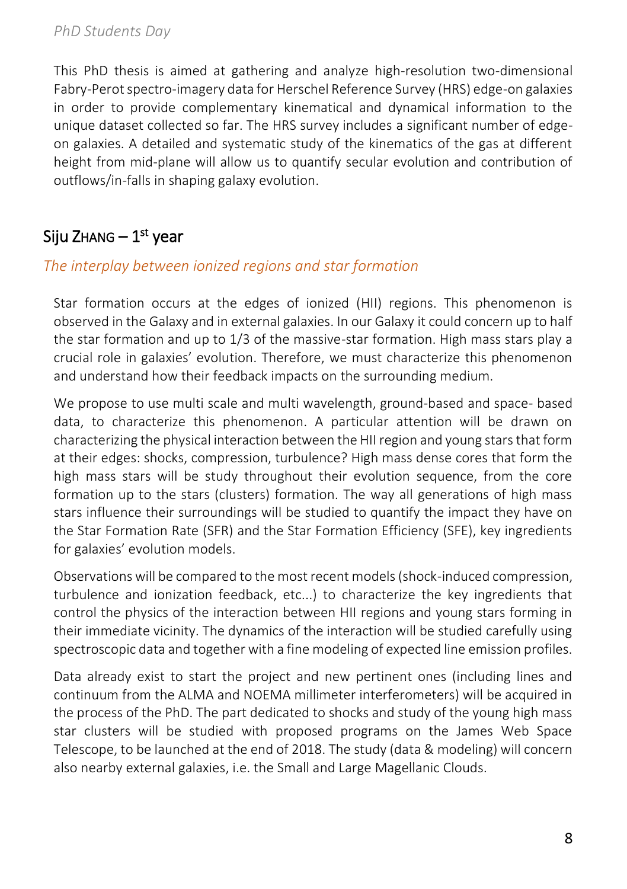This PhD thesis is aimed at gathering and analyze high-resolution two-dimensional Fabry-Perot spectro-imagery data for Herschel Reference Survey (HRS) edge-on galaxies in order to provide complementary kinematical and dynamical information to the unique dataset collected so far. The HRS survey includes a significant number of edge-on galaxies. A detailed and systematic study of the kinematics of the gas at different height from mid-plane will allow us to quantify secular evolution and contribution of outflows/in-falls in shaping galaxy evolution.

## Siju ZHANG – 1st year

### *The interplay between ionized regions and star formation*

Star formation occurs at the edges of ionized (HII) regions. This phenomenon is observed in the Galaxy and in external galaxies. In our Galaxy it could concern up to half the star formation and up to 1/3 of the massive-star formation. High mass stars play a crucial role in galaxies' evolution. Therefore, we must characterize this phenomenon and understand how their feedback impacts on the surrounding medium.

We propose to use multi scale and multi wavelength, ground-based and space- based data, to characterize this phenomenon. A particular attention will be drawn on characterizing the physical interaction between the HII region and young stars that form at their edges: shocks, compression, turbulence? High mass dense cores that form the high mass stars will be study throughout their evolution sequence, from the core formation up to the stars (clusters) formation. The way all generations of high mass stars influence their surroundings will be studied to quantify the impact they have on the Star Formation Rate (SFR) and the Star Formation Efficiency (SFE), key ingredients for galaxies' evolution models.

Observations will be compared to the most recent models (shock-induced compression, turbulence and ionization feedback, etc...) to characterize the key ingredients that control the physics of the interaction between HII regions and young stars forming in their immediate vicinity. The dynamics of the interaction will be studied carefully using spectroscopic data and together with a fine modeling of expected line emission profiles.

Data already exist to start the project and new pertinent ones (including lines and continuum from the ALMA and NOEMA millimeter interferometers) will be acquired in the process of the PhD. The part dedicated to shocks and study of the young high mass star clusters will be studied with proposed programs on the James Web Space Telescope, to be launched at the end of 2018. The study (data & modeling) will concern also nearby external galaxies, i.e. the Small and Large Magellanic Clouds.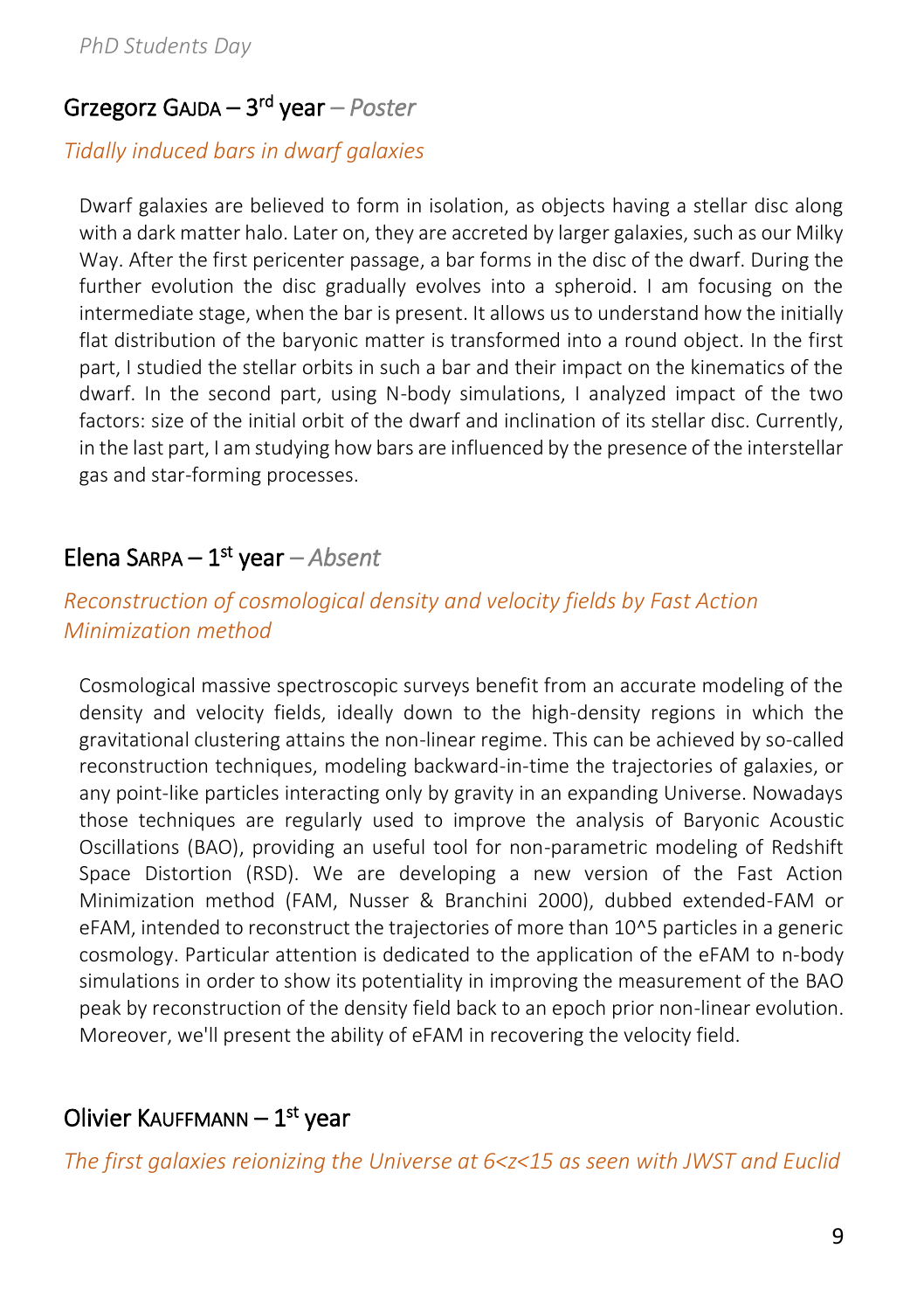## Grzegorz GAJDA – 3rd year – *Poster*

*Tidally induced bars in dwarf galaxies*

Dwarf galaxies are believed to form in isolation, as objects having a stellar disc along with a dark matter halo. Later on, they are accreted by larger galaxies, such as our Milky Way. After the first pericenter passage, a bar forms in the disc of the dwarf. During the further evolution the disc gradually evolves into a spheroid. I am focusing on the intermediate stage, when the bar is present. It allows us to understand how the initially flat distribution of the baryonic matter is transformed into a round object. In the first part, I studied the stellar orbits in such a bar and their impact on the kinematics of the dwarf. In the second part, using N-body simulations, I analyzed impact of the two factors: size of the initial orbit of the dwarf and inclination of its stellar disc. Currently, in the last part, I am studying how bars are influenced by the presence of the interstellar gas and star-forming processes.

## Elena SARPA – 1st year – *Absent*

*Reconstruction of cosmological density and velocity fields by Fast Action Minimization method*

Cosmological massive spectroscopic surveys benefit from an accurate modeling of the density and velocity fields, ideally down to the high-density regions in which the gravitational clustering attains the non-linear regime. This can be achieved by so-called reconstruction techniques, modeling backward-in-time the trajectories of galaxies, or any point-like particles interacting only by gravity in an expanding Universe. Nowadays those techniques are regularly used to improve the analysis of Baryonic Acoustic Oscillations (BAO), providing an useful tool for non-parametric modeling of Redshift Space Distortion (RSD). We are developing a new version of the Fast Action Minimization method (FAM, Nusser & Branchini 2000), dubbed extended-FAM or eFAM, intended to reconstruct the trajectories of more than 10^5 particles in a generic cosmology. Particular attention is dedicated to the application of the eFAM to n-body simulations in order to show its potentiality in improving the measurement of the BAO peak by reconstruction of the density field back to an epoch prior non-linear evolution. Moreover, we'll present the ability of eFAM in recovering the velocity field.

## Olivier KAUFFMANN – 1st year

*The first galaxies reionizing the Universe at $6<z<15$ as seen with JWST and Euclid*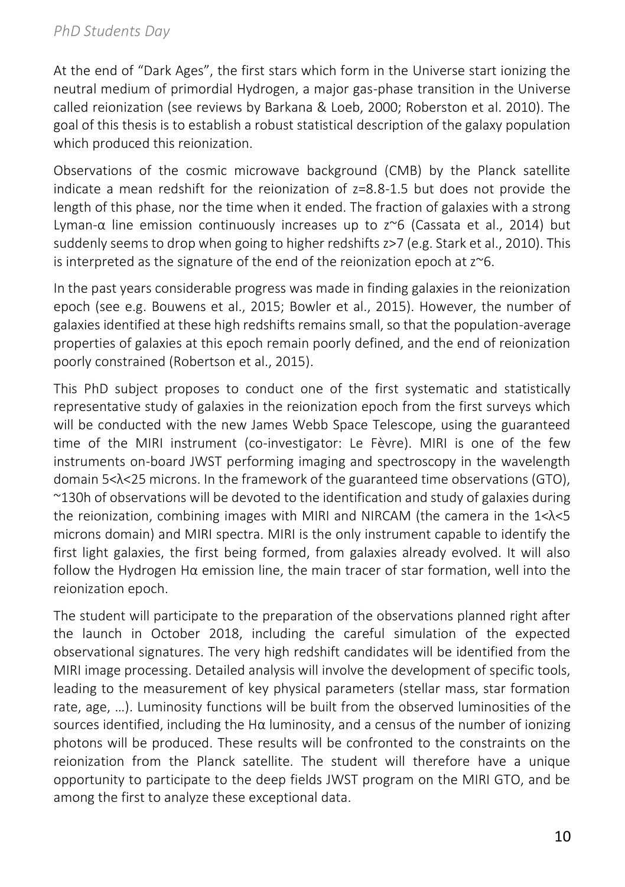At the end of "Dark Ages", the first stars which form in the Universe start ionizing the neutral medium of primordial Hydrogen, a major gas-phase transition in the Universe called reionization (see reviews by Barkana & Loeb, 2000; Roberston et al. 2010). The goal of this thesis is to establish a robust statistical description of the galaxy population which produced this reionization.

Observations of the cosmic microwave background (CMB) by the Planck satellite indicate a mean redshift for the reionization of $z=8.8-1.5$ but does not provide the length of this phase, nor the time when it ended. The fraction of galaxies with a strong Lyman-α line emission continuously increases up to $z\sim6$ (Cassata et al., 2014) but suddenly seems to drop when going to higher redshifts $z>7$ (e.g. Stark et al., 2010). This is interpreted as the signature of the end of the reionization epoch at $z\sim6$.

In the past years considerable progress was made in finding galaxies in the reionization epoch (see e.g. Bouwens et al., 2015; Bowler et al., 2015). However, the number of galaxies identified at these high redshifts remains small, so that the population-average properties of galaxies at this epoch remain poorly defined, and the end of reionization poorly constrained (Robertson et al., 2015).

This PhD subject proposes to conduct one of the first systematic and statistically representative study of galaxies in the reionization epoch from the first surveys which will be conducted with the new James Webb Space Telescope, using the guaranteed time of the MIRI instrument (co-investigator: Le Fèvre). MIRI is one of the few instruments on-board JWST performing imaging and spectroscopy in the wavelength domain $5<\lambda<25$ microns. In the framework of the guaranteed time observations (GTO), ~130h of observations will be devoted to the identification and study of galaxies during the reionization, combining images with MIRI and NIRCAM (the camera in the $1<\lambda<5$ microns domain) and MIRI spectra. MIRI is the only instrument capable to identify the first light galaxies, the first being formed, from galaxies already evolved. It will also follow the Hydrogen Hα emission line, the main tracer of star formation, well into the reionization epoch.

The student will participate to the preparation of the observations planned right after the launch in October 2018, including the careful simulation of the expected observational signatures. The very high redshift candidates will be identified from the MIRI image processing. Detailed analysis will involve the development of specific tools, leading to the measurement of key physical parameters (stellar mass, star formation rate, age, …). Luminosity functions will be built from the observed luminosities of the sources identified, including the Hα luminosity, and a census of the number of ionizing photons will be produced. These results will be confronted to the constraints on the reionization from the Planck satellite. The student will therefore have a unique opportunity to participate to the deep fields JWST program on the MIRI GTO, and be among the first to analyze these exceptional data.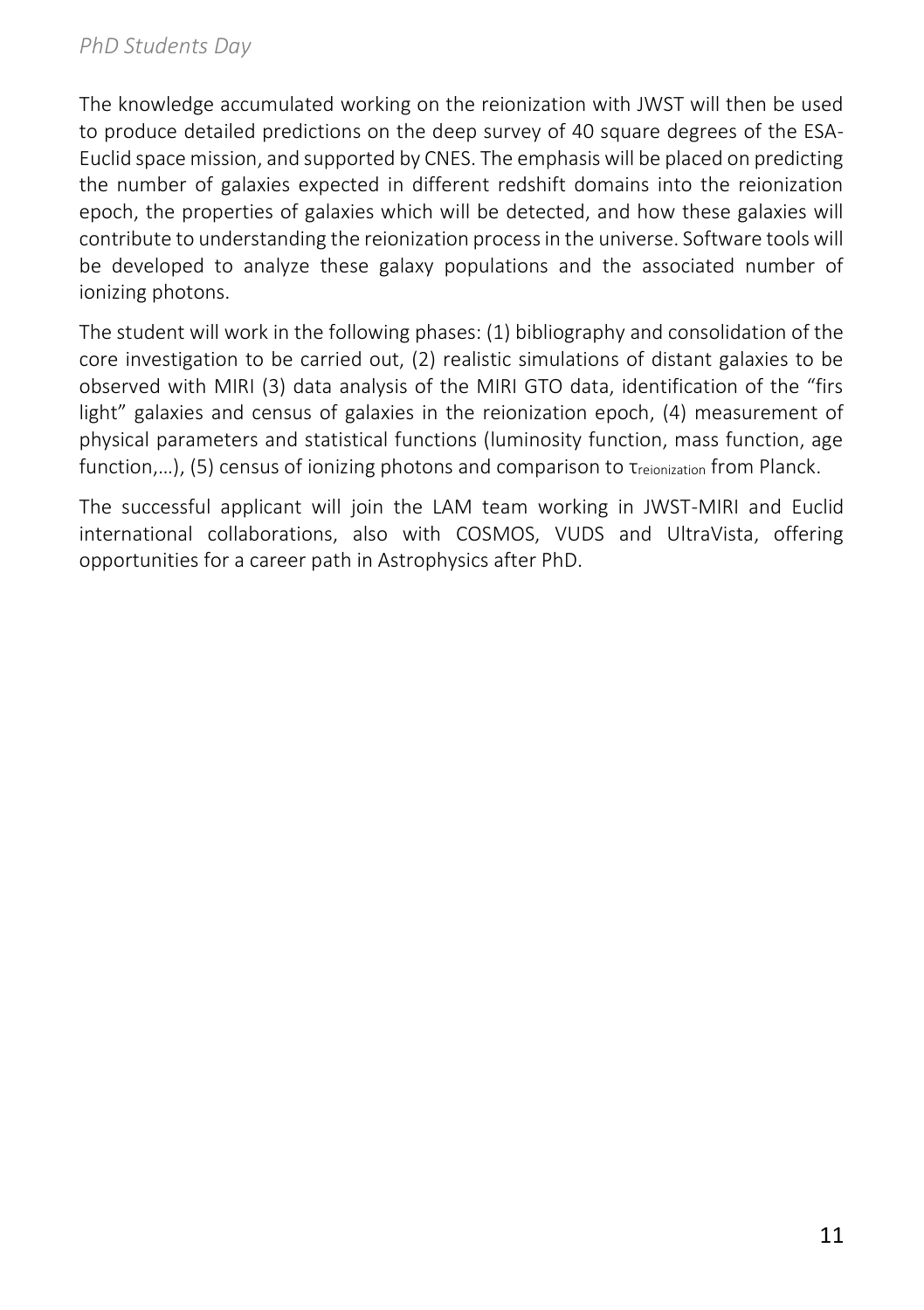The knowledge accumulated working on the reionization with JWST will then be used to produce detailed predictions on the deep survey of 40 square degrees of the ESA-Euclid space mission, and supported by CNES. The emphasis will be placed on predicting the number of galaxies expected in different redshift domains into the reionization epoch, the properties of galaxies which will be detected, and how these galaxies will contribute to understanding the reionization process in the universe. Software tools will be developed to analyze these galaxy populations and the associated number of ionizing photons.

The student will work in the following phases: (1) bibliography and consolidation of the core investigation to be carried out, (2) realistic simulations of distant galaxies to be observed with MIRI (3) data analysis of the MIRI GTO data, identification of the "firs light" galaxies and census of galaxies in the reionization epoch, (4) measurement of physical parameters and statistical functions (luminosity function, mass function, age function,…), (5) census of ionizing photons and comparison to $\tau_{reionization}$ from Planck.

The successful applicant will join the LAM team working in JWST-MIRI and Euclid international collaborations, also with COSMOS, VUDS and UltraVista, offering opportunities for a career path in Astrophysics after PhD.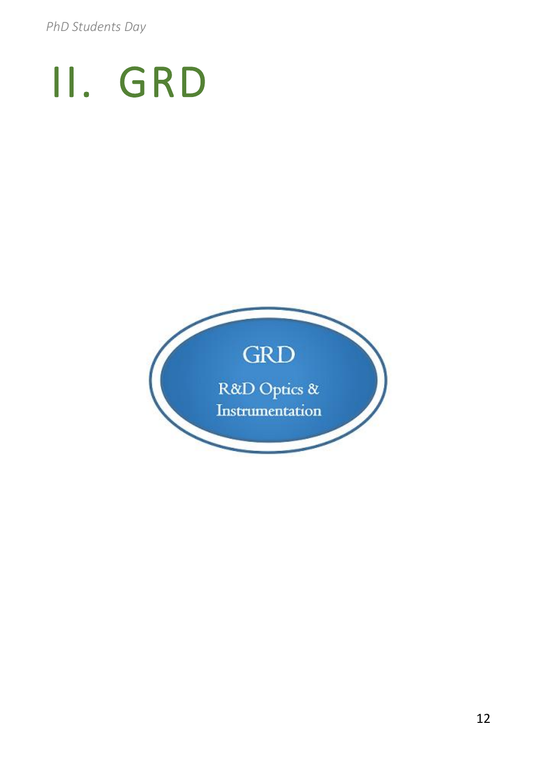# II. GRD

GRD

R&D Optics & Instrumentation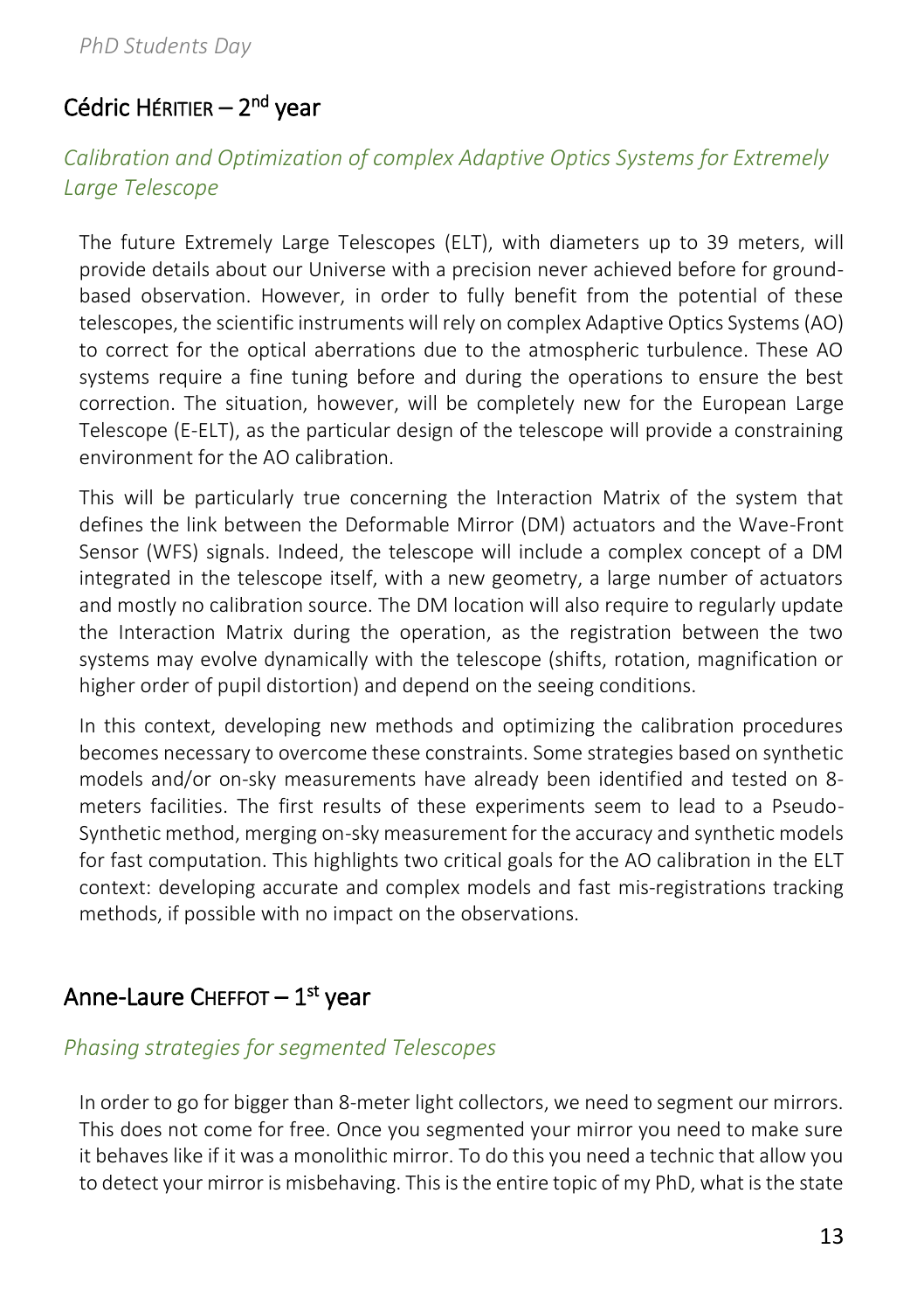## Cédric HÉRITIER – 2nd year

### *Calibration and Optimization of complex Adaptive Optics Systems for Extremely Large Telescope*

The future Extremely Large Telescopes (ELT), with diameters up to 39 meters, will provide details about our Universe with a precision never achieved before for ground-based observation. However, in order to fully benefit from the potential of these telescopes, the scientific instruments will rely on complex Adaptive Optics Systems (AO) to correct for the optical aberrations due to the atmospheric turbulence. These AO systems require a fine tuning before and during the operations to ensure the best correction. The situation, however, will be completely new for the European Large Telescope (E-ELT), as the particular design of the telescope will provide a constraining environment for the AO calibration.

This will be particularly true concerning the Interaction Matrix of the system that defines the link between the Deformable Mirror (DM) actuators and the Wave-Front Sensor (WFS) signals. Indeed, the telescope will include a complex concept of a DM integrated in the telescope itself, with a new geometry, a large number of actuators and mostly no calibration source. The DM location will also require to regularly update the Interaction Matrix during the operation, as the registration between the two systems may evolve dynamically with the telescope (shifts, rotation, magnification or higher order of pupil distortion) and depend on the seeing conditions.

In this context, developing new methods and optimizing the calibration procedures becomes necessary to overcome these constraints. Some strategies based on synthetic models and/or on-sky measurements have already been identified and tested on 8-meters facilities. The first results of these experiments seem to lead to a Pseudo-Synthetic method, merging on-sky measurement for the accuracy and synthetic models for fast computation. This highlights two critical goals for the AO calibration in the ELT context: developing accurate and complex models and fast mis-registrations tracking methods, if possible with no impact on the observations.

## Anne-Laure CHEFFOT – 1st year

### *Phasing strategies for segmented Telescopes*

In order to go for bigger than 8-meter light collectors, we need to segment our mirrors. This does not come for free. Once you segmented your mirror you need to make sure it behaves like if it was a monolithic mirror. To do this you need a technic that allow you to detect your mirror is misbehaving. This is the entire topic of my PhD, what is the state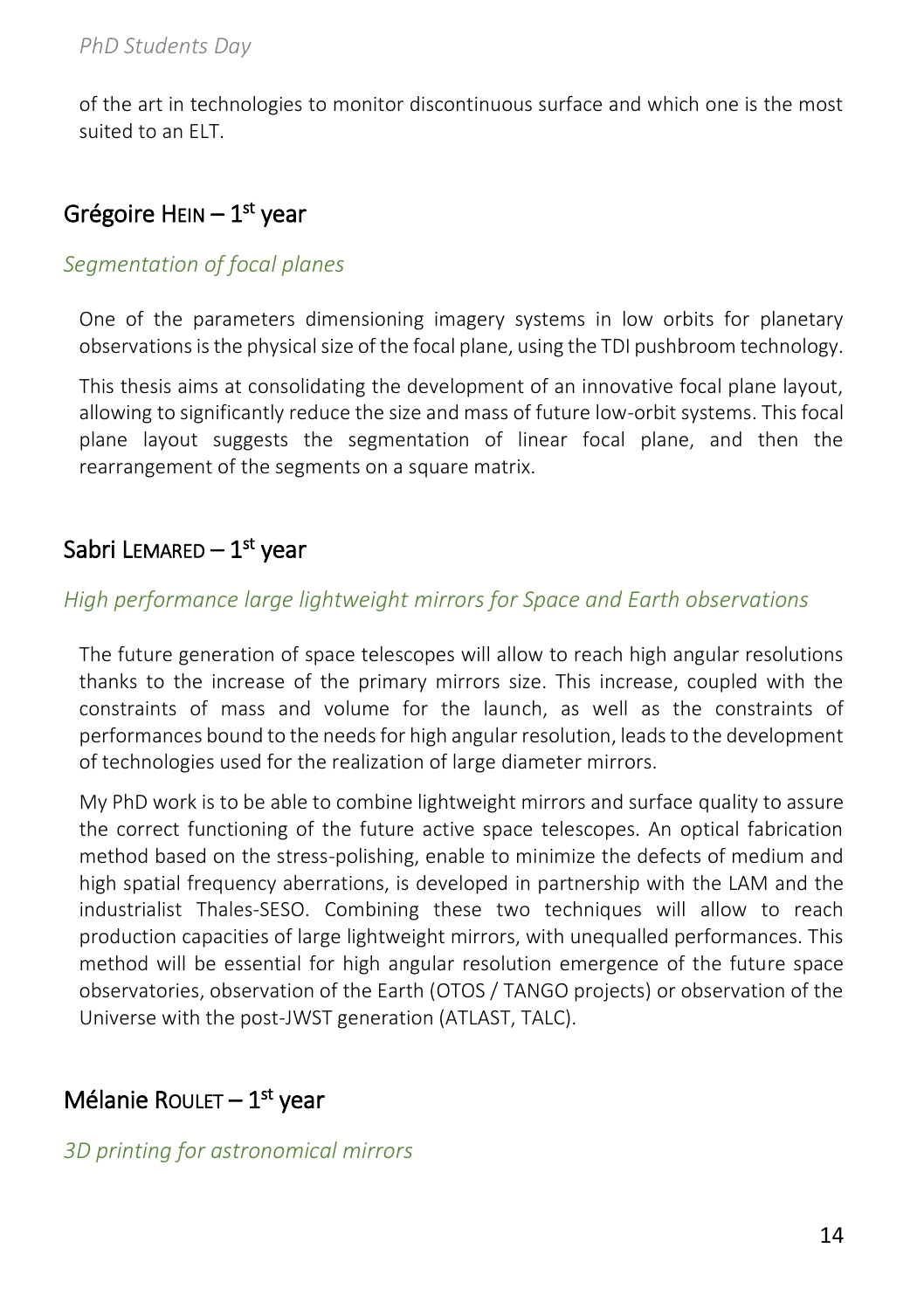of the art in technologies to monitor discontinuous surface and which one is the most suited to an ELT.

## Grégoire HEIN – 1st year

*Segmentation of focal planes*

One of the parameters dimensioning imagery systems in low orbits for planetary observations is the physical size of the focal plane, using the TDI pushbroom technology.

This thesis aims at consolidating the development of an innovative focal plane layout, allowing to significantly reduce the size and mass of future low-orbit systems. This focal plane layout suggests the segmentation of linear focal plane, and then the rearrangement of the segments on a square matrix.

## Sabri LEMARED – 1st year

*High performance large lightweight mirrors for Space and Earth observations*

The future generation of space telescopes will allow to reach high angular resolutions thanks to the increase of the primary mirrors size. This increase, coupled with the constraints of mass and volume for the launch, as well as the constraints of performances bound to the needs for high angular resolution, leads to the development of technologies used for the realization of large diameter mirrors.

My PhD work is to be able to combine lightweight mirrors and surface quality to assure the correct functioning of the future active space telescopes. An optical fabrication method based on the stress-polishing, enable to minimize the defects of medium and high spatial frequency aberrations, is developed in partnership with the LAM and the industrialist Thales-SESO. Combining these two techniques will allow to reach production capacities of large lightweight mirrors, with unequalled performances. This method will be essential for high angular resolution emergence of the future space observatories, observation of the Earth (OTOS / TANGO projects) or observation of the Universe with the post-JWST generation (ATLAST, TALC).

## Mélanie ROULET – 1st year

*3D printing for astronomical mirrors*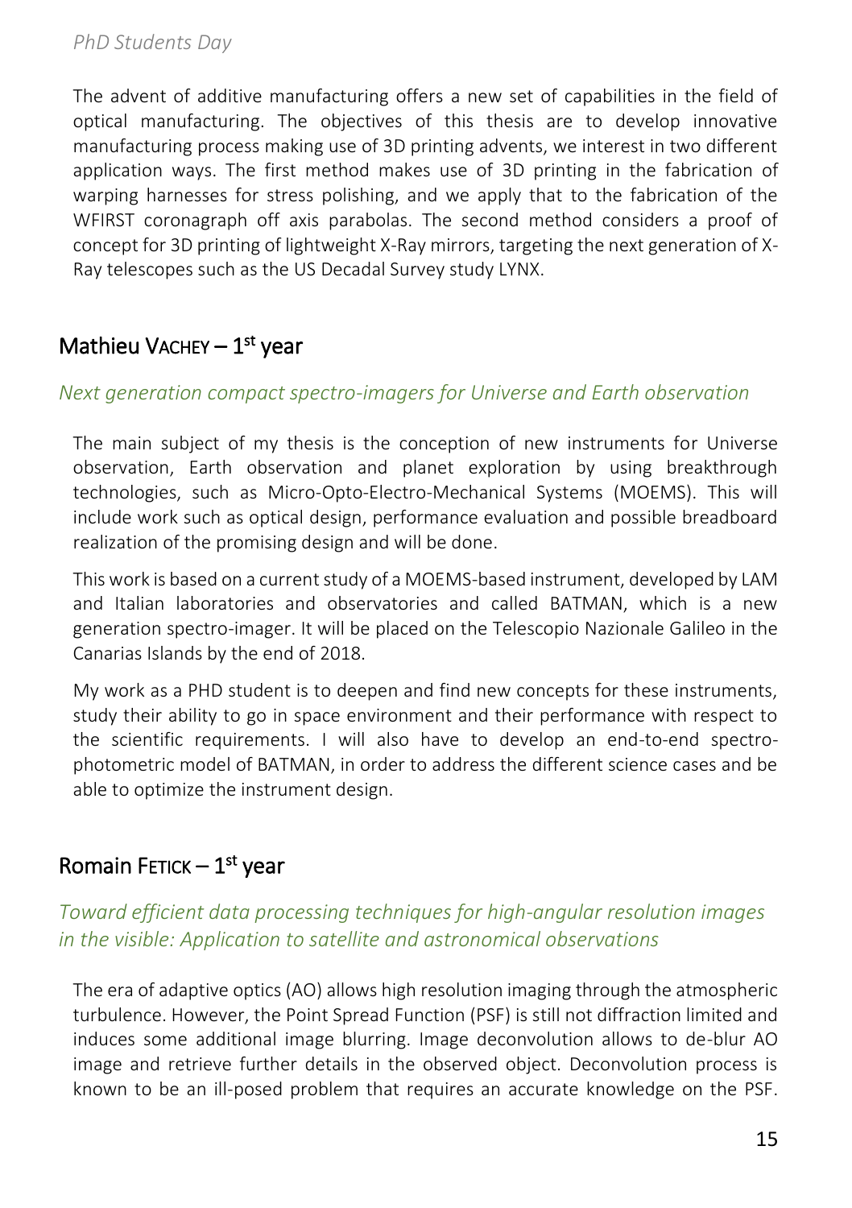The advent of additive manufacturing offers a new set of capabilities in the field of optical manufacturing. The objectives of this thesis are to develop innovative manufacturing process making use of 3D printing advents, we interest in two different application ways. The first method makes use of 3D printing in the fabrication of warping harnesses for stress polishing, and we apply that to the fabrication of the WFIRST coronagraph off axis parabolas. The second method considers a proof of concept for 3D printing of lightweight X-Ray mirrors, targeting the next generation of X-Ray telescopes such as the US Decadal Survey study LYNX.

## Mathieu VACHEY – 1st year

*Next generation compact spectro-imagers for Universe and Earth observation*

The main subject of my thesis is the conception of new instruments for Universe observation, Earth observation and planet exploration by using breakthrough technologies, such as Micro-Opto-Electro-Mechanical Systems (MOEMS). This will include work such as optical design, performance evaluation and possible breadboard realization of the promising design and will be done.

This work is based on a current study of a MOEMS-based instrument, developed by LAM and Italian laboratories and observatories and called BATMAN, which is a new generation spectro-imager. It will be placed on the Telescopio Nazionale Galileo in the Canarias Islands by the end of 2018.

My work as a PHD student is to deepen and find new concepts for these instruments, study their ability to go in space environment and their performance with respect to the scientific requirements. I will also have to develop an end-to-end spectro-photometric model of BATMAN, in order to address the different science cases and be able to optimize the instrument design.

## Romain FETICK – 1st year

*Toward efficient data processing techniques for high-angular resolution images in the visible: Application to satellite and astronomical observations*

The era of adaptive optics (AO) allows high resolution imaging through the atmospheric turbulence. However, the Point Spread Function (PSF) is still not diffraction limited and induces some additional image blurring. Image deconvolution allows to de-blur AO image and retrieve further details in the observed object. Deconvolution process is known to be an ill-posed problem that requires an accurate knowledge on the PSF.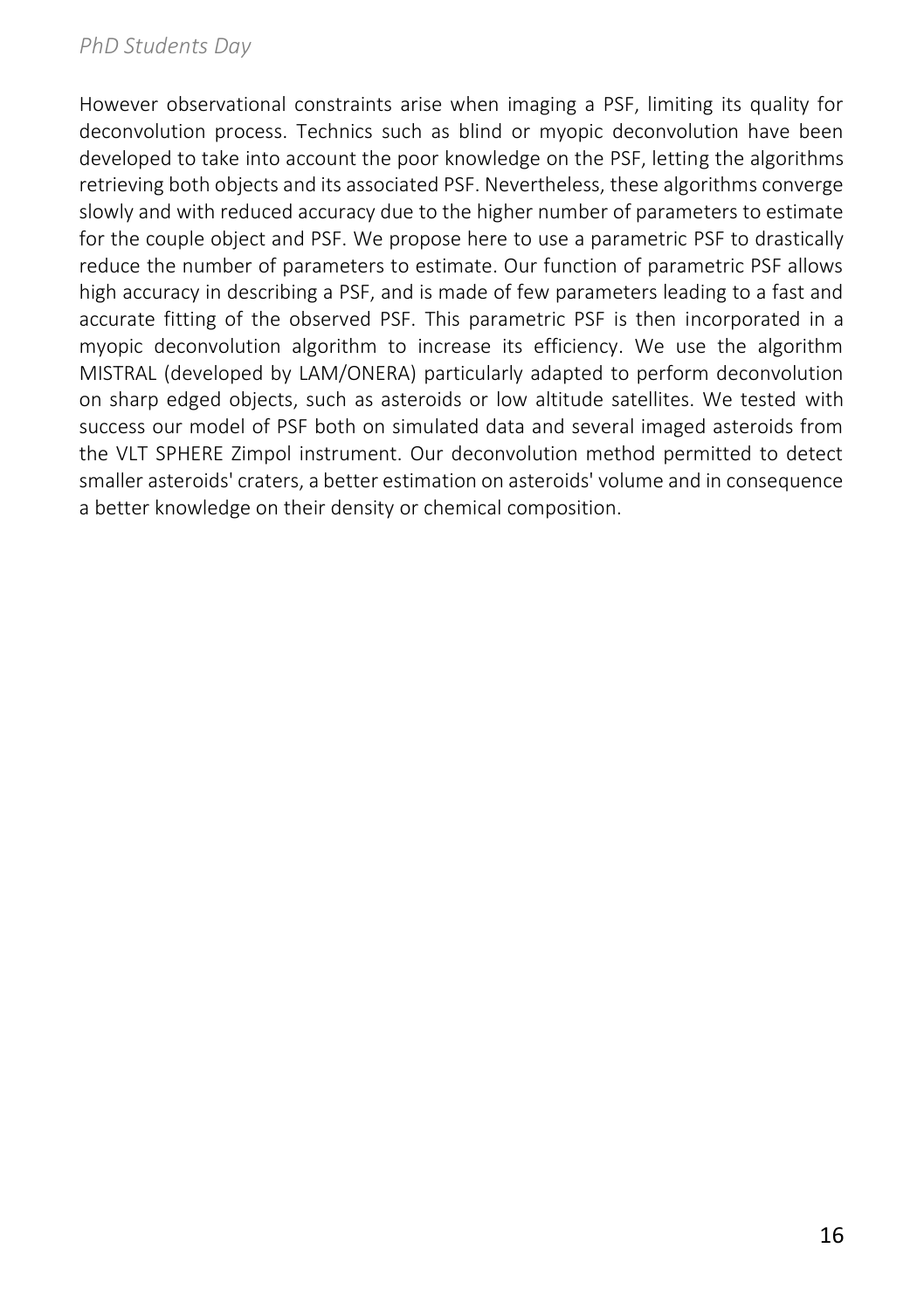However observational constraints arise when imaging a PSF, limiting its quality for deconvolution process. Technics such as blind or myopic deconvolution have been developed to take into account the poor knowledge on the PSF, letting the algorithms retrieving both objects and its associated PSF. Nevertheless, these algorithms converge slowly and with reduced accuracy due to the higher number of parameters to estimate for the couple object and PSF. We propose here to use a parametric PSF to drastically reduce the number of parameters to estimate. Our function of parametric PSF allows high accuracy in describing a PSF, and is made of few parameters leading to a fast and accurate fitting of the observed PSF. This parametric PSF is then incorporated in a myopic deconvolution algorithm to increase its efficiency. We use the algorithm MISTRAL (developed by LAM/ONERA) particularly adapted to perform deconvolution on sharp edged objects, such as asteroids or low altitude satellites. We tested with success our model of PSF both on simulated data and several imaged asteroids from the VLT SPHERE Zimpol instrument. Our deconvolution method permitted to detect smaller asteroids' craters, a better estimation on asteroids' volume and in consequence a better knowledge on their density or chemical composition.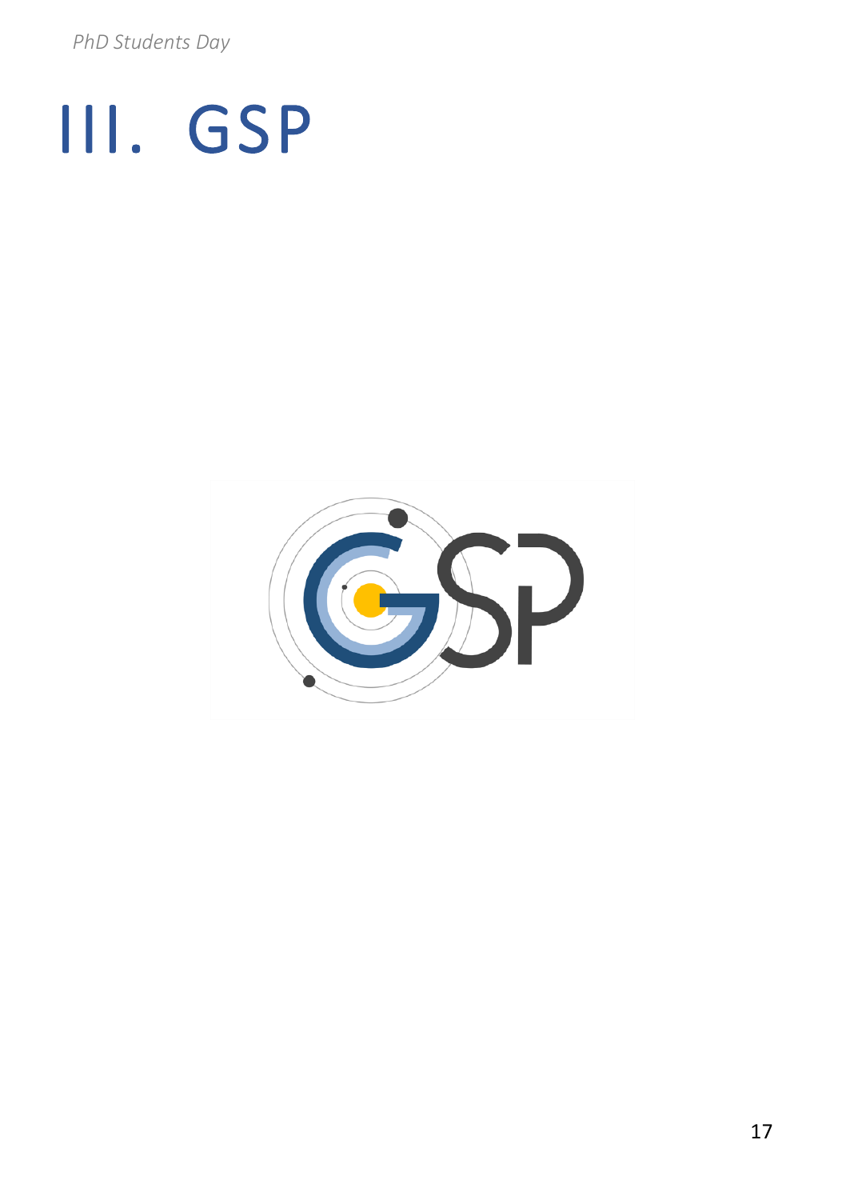# III. GSP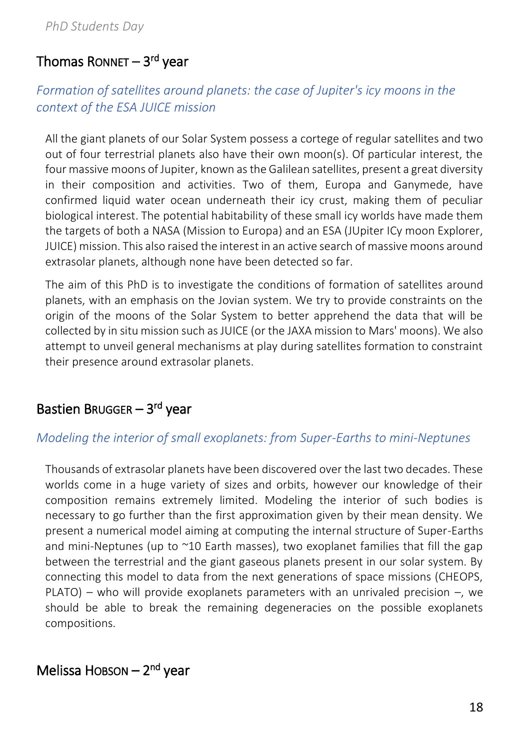## Thomas Ronnet – 3rd year

*Formation of satellites around planets: the case of Jupiter's icy moons in the context of the ESA JUICE mission*

All the giant planets of our Solar System possess a cortege of regular satellites and two out of four terrestrial planets also have their own moon(s). Of particular interest, the four massive moons of Jupiter, known as the Galilean satellites, present a great diversity in their composition and activities. Two of them, Europa and Ganymede, have confirmed liquid water ocean underneath their icy crust, making them of peculiar biological interest. The potential habitability of these small icy worlds have made them the targets of both a NASA (Mission to Europa) and an ESA (JUpiter ICy moon Explorer, JUICE) mission. This also raised the interest in an active search of massive moons around extrasolar planets, although none have been detected so far.

The aim of this PhD is to investigate the conditions of formation of satellites around planets, with an emphasis on the Jovian system. We try to provide constraints on the origin of the moons of the Solar System to better apprehend the data that will be collected by in situ mission such as JUICE (or the JAXA mission to Mars' moons). We also attempt to unveil general mechanisms at play during satellites formation to constraint their presence around extrasolar planets.

## Bastien Brugger – 3rd year

*Modeling the interior of small exoplanets: from Super-Earths to mini-Neptunes*

Thousands of extrasolar planets have been discovered over the last two decades. These worlds come in a huge variety of sizes and orbits, however our knowledge of their composition remains extremely limited. Modeling the interior of such bodies is necessary to go further than the first approximation given by their mean density. We present a numerical model aiming at computing the internal structure of Super-Earths and mini-Neptunes (up to ~10 Earth masses), two exoplanet families that fill the gap between the terrestrial and the giant gaseous planets present in our solar system. By connecting this model to data from the next generations of space missions (CHEOPS, PLATO) – who will provide exoplanets parameters with an unrivaled precision –, we should be able to break the remaining degeneracies on the possible exoplanets compositions.

## Melissa Hobson – 2nd year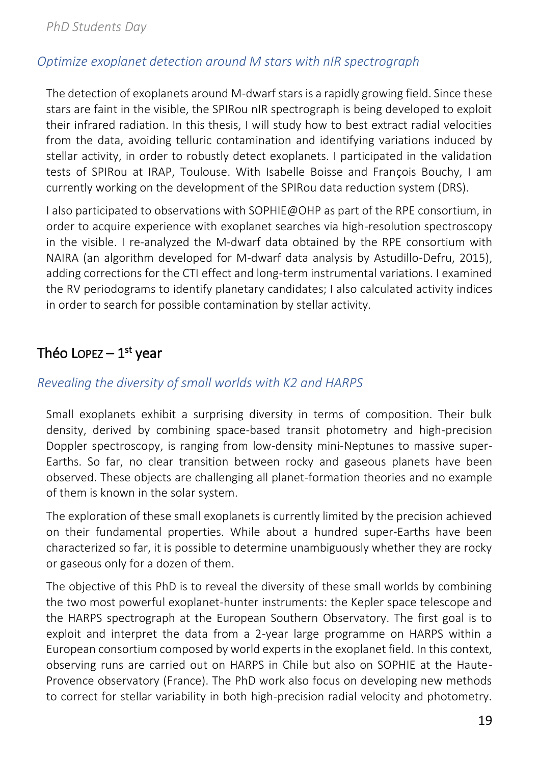### *Optimize exoplanet detection around M stars with nIR spectrograph*

The detection of exoplanets around M-dwarf stars is a rapidly growing field. Since these stars are faint in the visible, the SPIRou nIR spectrograph is being developed to exploit their infrared radiation. In this thesis, I will study how to best extract radial velocities from the data, avoiding telluric contamination and identifying variations induced by stellar activity, in order to robustly detect exoplanets. I participated in the validation tests of SPIRou at IRAP, Toulouse. With Isabelle Boisse and François Bouchy, I am currently working on the development of the SPIRou data reduction system (DRS).

I also participated to observations with SOPHIE@OHP as part of the RPE consortium, in order to acquire experience with exoplanet searches via high-resolution spectroscopy in the visible. I re-analyzed the M-dwarf data obtained by the RPE consortium with NAIRA (an algorithm developed for M-dwarf data analysis by Astudillo-Defru, 2015), adding corrections for the CTI effect and long-term instrumental variations. I examined the RV periodograms to identify planetary candidates; I also calculated activity indices in order to search for possible contamination by stellar activity.

## Théo Lopez – 1st year

### *Revealing the diversity of small worlds with K2 and HARPS*

Small exoplanets exhibit a surprising diversity in terms of composition. Their bulk density, derived by combining space-based transit photometry and high-precision Doppler spectroscopy, is ranging from low-density mini-Neptunes to massive super-Earths. So far, no clear transition between rocky and gaseous planets have been observed. These objects are challenging all planet-formation theories and no example of them is known in the solar system.

The exploration of these small exoplanets is currently limited by the precision achieved on their fundamental properties. While about a hundred super-Earths have been characterized so far, it is possible to determine unambiguously whether they are rocky or gaseous only for a dozen of them.

The objective of this PhD is to reveal the diversity of these small worlds by combining the two most powerful exoplanet-hunter instruments: the Kepler space telescope and the HARPS spectrograph at the European Southern Observatory. The first goal is to exploit and interpret the data from a 2-year large programme on HARPS within a European consortium composed by world experts in the exoplanet field. In this context, observing runs are carried out on HARPS in Chile but also on SOPHIE at the Haute-Provence observatory (France). The PhD work also focus on developing new methods to correct for stellar variability in both high-precision radial velocity and photometry.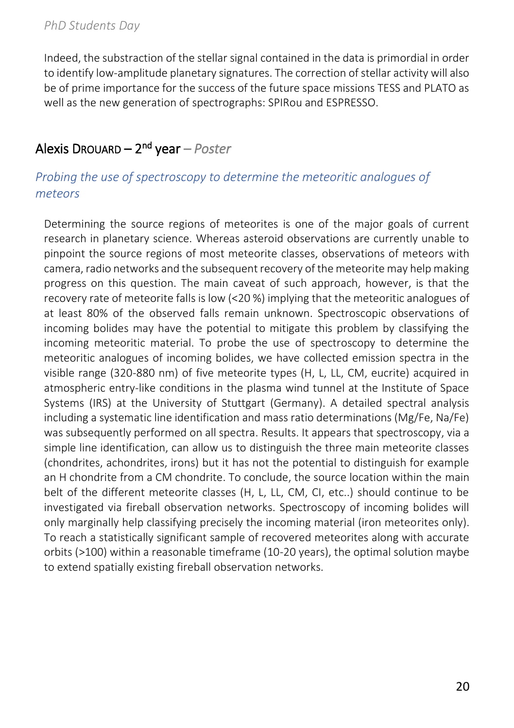Indeed, the substraction of the stellar signal contained in the data is primordial in order to identify low-amplitude planetary signatures. The correction of stellar activity will also be of prime importance for the success of the future space missions TESS and PLATO as well as the new generation of spectrographs: SPIRou and ESPRESSO.

## Alexis Drouard – 2nd year – *Poster*

### *Probing the use of spectroscopy to determine the meteoritic analogues of meteors*

Determining the source regions of meteorites is one of the major goals of current research in planetary science. Whereas asteroid observations are currently unable to pinpoint the source regions of most meteorite classes, observations of meteors with camera, radio networks and the subsequent recovery of the meteorite may help making progress on this question. The main caveat of such approach, however, is that the recovery rate of meteorite falls is low (<20 %) implying that the meteoritic analogues of at least 80% of the observed falls remain unknown. Spectroscopic observations of incoming bolides may have the potential to mitigate this problem by classifying the incoming meteoritic material. To probe the use of spectroscopy to determine the meteoritic analogues of incoming bolides, we have collected emission spectra in the visible range (320-880 nm) of five meteorite types (H, L, LL, CM, eucrite) acquired in atmospheric entry-like conditions in the plasma wind tunnel at the Institute of Space Systems (IRS) at the University of Stuttgart (Germany). A detailed spectral analysis including a systematic line identification and mass ratio determinations (Mg/Fe, Na/Fe) was subsequently performed on all spectra. Results. It appears that spectroscopy, via a simple line identification, can allow us to distinguish the three main meteorite classes (chondrites, achondrites, irons) but it has not the potential to distinguish for example an H chondrite from a CM chondrite. To conclude, the source location within the main belt of the different meteorite classes (H, L, LL, CM, CI, etc..) should continue to be investigated via fireball observation networks. Spectroscopy of incoming bolides will only marginally help classifying precisely the incoming material (iron meteorites only). To reach a statistically significant sample of recovered meteorites along with accurate orbits (>100) within a reasonable timeframe (10-20 years), the optimal solution maybe to extend spatially existing fireball observation networks.